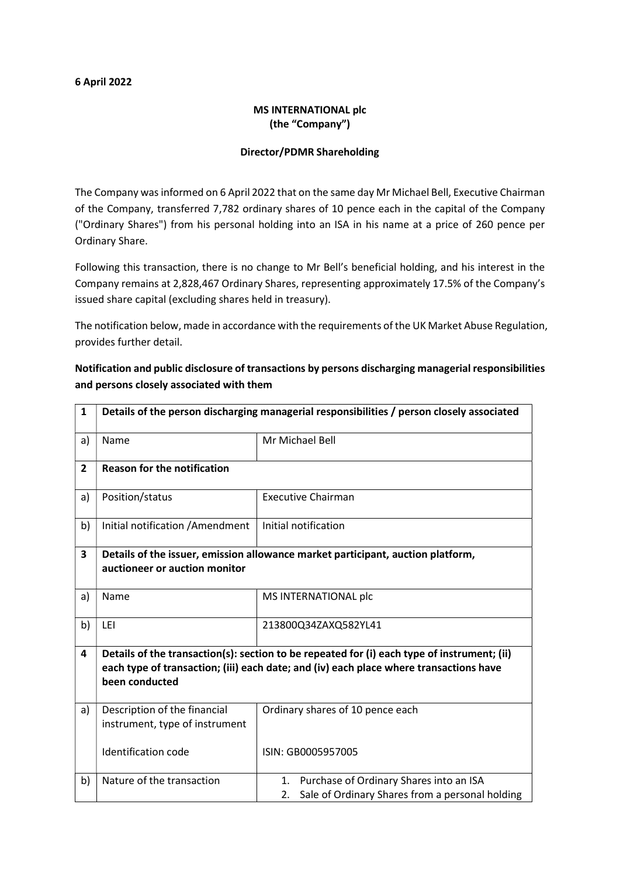**6 April 2022**

**MS INTERNATIONAL plc**
**(the "Company")**

**Director/PDMR Shareholding**

The Company was informed on 6 April 2022 that on the same day Mr Michael Bell, Executive Chairman of the Company, transferred 7,782 ordinary shares of 10 pence each in the capital of the Company ("Ordinary Shares") from his personal holding into an ISA in his name at a price of 260 pence per Ordinary Share.

Following this transaction, there is no change to Mr Bell's beneficial holding, and his interest in the Company remains at 2,828,467 Ordinary Shares, representing approximately 17.5% of the Company's issued share capital (excluding shares held in treasury).

The notification below, made in accordance with the requirements of the UK Market Abuse Regulation, provides further detail.

**Notification and public disclosure of transactions by persons discharging managerial responsibilities and persons closely associated with them**

| 1 | **Details of the person discharging managerial responsibilities / person closely associated** | |
|---|---|---|
| a) | Name | Mr Michael Bell |
| **2** | **Reason for the notification** | |
| a) | Position/status | Executive Chairman |
| b) | Initial notification /Amendment | Initial notification |
| **3** | **Details of the issuer, emission allowance market participant, auction platform, auctioneer or auction monitor** | |
| a) | Name | MS INTERNATIONAL plc |
| b) | LEI | 213800Q34ZAXQ582YL41 |
| **4** | **Details of the transaction(s): section to be repeated for (i) each type of instrument; (ii) each type of transaction; (iii) each date; and (iv) each place where transactions have been conducted** | |
| a) | Description of the financial instrument, type of instrument<br><br>Identification code | Ordinary shares of 10 pence each<br><br>ISIN: GB0005957005 |
| b) | Nature of the transaction | 1. Purchase of Ordinary Shares into an ISA<br>2. Sale of Ordinary Shares from a personal holding |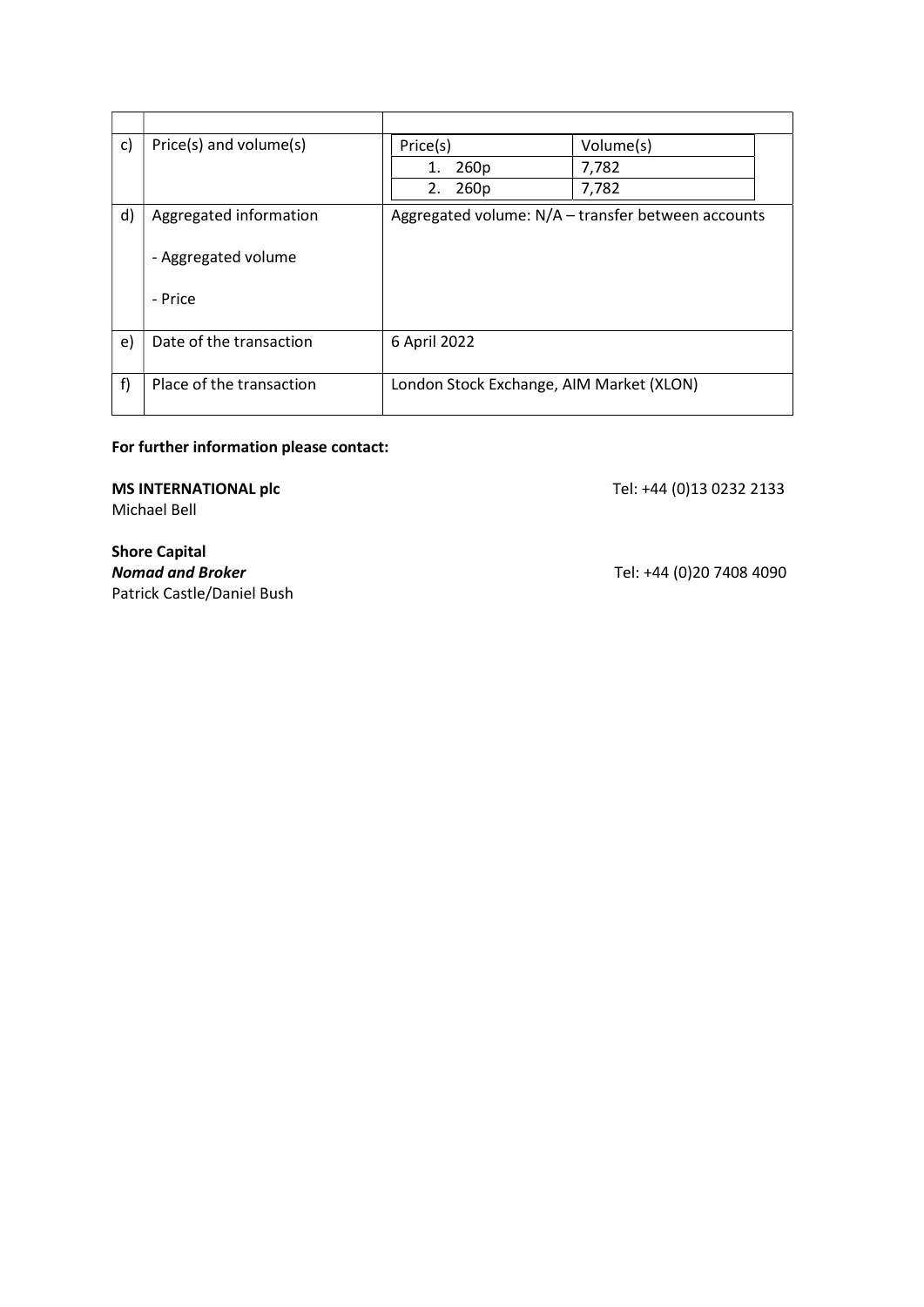| | | |
|---|---|---|
| c) | Price(s) and volume(s) | Price(s) / Volume(s)<br>1. 260p / 7,782<br>2. 260p / 7,782 |
| d) | Aggregated information<br><br>- Aggregated volume<br><br>- Price | Aggregated volume: N/A – transfer between accounts |
| e) | Date of the transaction | 6 April 2022 |
| f) | Place of the transaction | London Stock Exchange, AIM Market (XLON) |

**For further information please contact:**

**MS INTERNATIONAL plc** Tel: +44 (0)13 0232 2133
Michael Bell

**Shore Capital**
***Nomad and Broker*** Tel: +44 (0)20 7408 4090
Patrick Castle/Daniel Bush